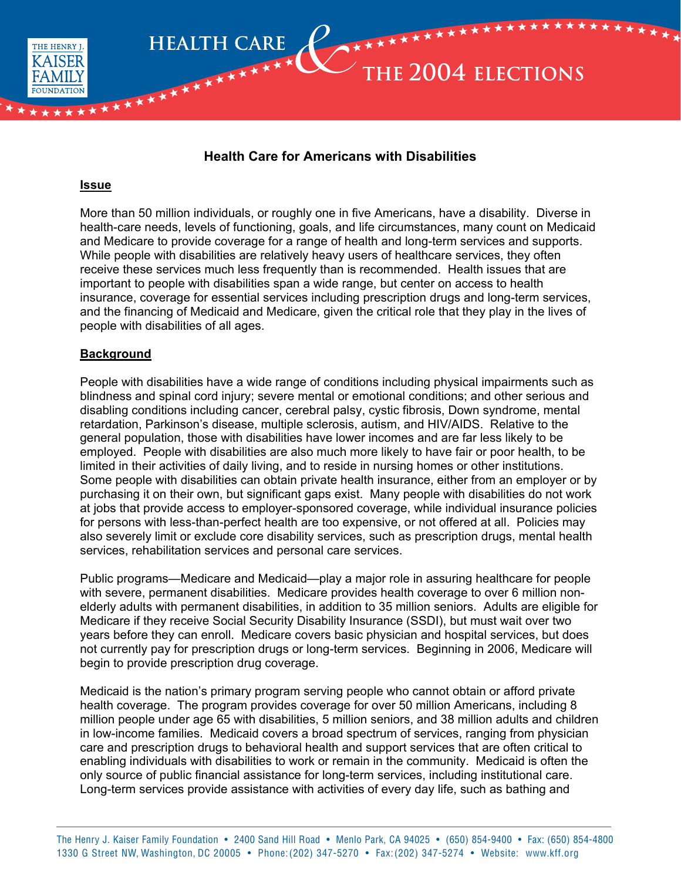# Health Care for Americans with Disabilities

## Issue

More than 50 million individuals, or roughly one in five Americans, have a disability. Diverse in health-care needs, levels of functioning, goals, and life circumstances, many count on Medicaid and Medicare to provide coverage for a range of health and long-term services and supports. While people with disabilities are relatively heavy users of healthcare services, they often receive these services much less frequently than is recommended. Health issues that are important to people with disabilities span a wide range, but center on access to health insurance, coverage for essential services including prescription drugs and long-term services, and the financing of Medicaid and Medicare, given the critical role that they play in the lives of people with disabilities of all ages.

## Background

People with disabilities have a wide range of conditions including physical impairments such as blindness and spinal cord injury; severe mental or emotional conditions; and other serious and disabling conditions including cancer, cerebral palsy, cystic fibrosis, Down syndrome, mental retardation, Parkinson's disease, multiple sclerosis, autism, and HIV/AIDS. Relative to the general population, those with disabilities have lower incomes and are far less likely to be employed. People with disabilities are also much more likely to have fair or poor health, to be limited in their activities of daily living, and to reside in nursing homes or other institutions. Some people with disabilities can obtain private health insurance, either from an employer or by purchasing it on their own, but significant gaps exist. Many people with disabilities do not work at jobs that provide access to employer-sponsored coverage, while individual insurance policies for persons with less-than-perfect health are too expensive, or not offered at all. Policies may also severely limit or exclude core disability services, such as prescription drugs, mental health services, rehabilitation services and personal care services.

Public programs—Medicare and Medicaid—play a major role in assuring healthcare for people with severe, permanent disabilities. Medicare provides health coverage to over 6 million non-elderly adults with permanent disabilities, in addition to 35 million seniors. Adults are eligible for Medicare if they receive Social Security Disability Insurance (SSDI), but must wait over two years before they can enroll. Medicare covers basic physician and hospital services, but does not currently pay for prescription drugs or long-term services. Beginning in 2006, Medicare will begin to provide prescription drug coverage.

Medicaid is the nation's primary program serving people who cannot obtain or afford private health coverage. The program provides coverage for over 50 million Americans, including 8 million people under age 65 with disabilities, 5 million seniors, and 38 million adults and children in low-income families. Medicaid covers a broad spectrum of services, ranging from physician care and prescription drugs to behavioral health and support services that are often critical to enabling individuals with disabilities to work or remain in the community. Medicaid is often the only source of public financial assistance for long-term services, including institutional care. Long-term services provide assistance with activities of every day life, such as bathing and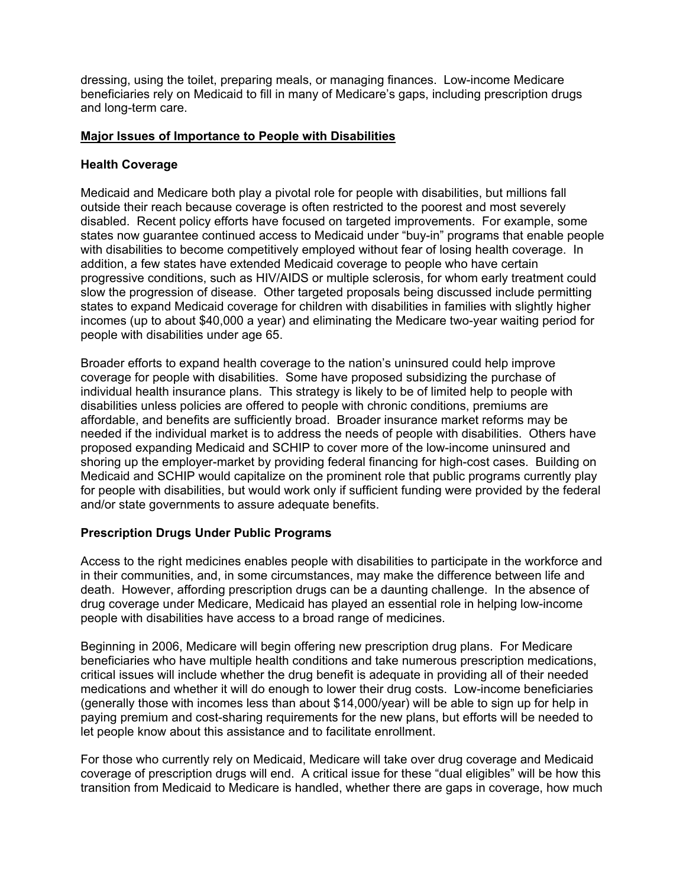dressing, using the toilet, preparing meals, or managing finances. Low-income Medicare beneficiaries rely on Medicaid to fill in many of Medicare's gaps, including prescription drugs and long-term care.

## Major Issues of Importance to People with Disabilities

### Health Coverage

Medicaid and Medicare both play a pivotal role for people with disabilities, but millions fall outside their reach because coverage is often restricted to the poorest and most severely disabled. Recent policy efforts have focused on targeted improvements. For example, some states now guarantee continued access to Medicaid under "buy-in" programs that enable people with disabilities to become competitively employed without fear of losing health coverage. In addition, a few states have extended Medicaid coverage to people who have certain progressive conditions, such as HIV/AIDS or multiple sclerosis, for whom early treatment could slow the progression of disease. Other targeted proposals being discussed include permitting states to expand Medicaid coverage for children with disabilities in families with slightly higher incomes (up to about $40,000 a year) and eliminating the Medicare two-year waiting period for people with disabilities under age 65.

Broader efforts to expand health coverage to the nation's uninsured could help improve coverage for people with disabilities. Some have proposed subsidizing the purchase of individual health insurance plans. This strategy is likely to be of limited help to people with disabilities unless policies are offered to people with chronic conditions, premiums are affordable, and benefits are sufficiently broad. Broader insurance market reforms may be needed if the individual market is to address the needs of people with disabilities. Others have proposed expanding Medicaid and SCHIP to cover more of the low-income uninsured and shoring up the employer-market by providing federal financing for high-cost cases. Building on Medicaid and SCHIP would capitalize on the prominent role that public programs currently play for people with disabilities, but would work only if sufficient funding were provided by the federal and/or state governments to assure adequate benefits.

### Prescription Drugs Under Public Programs

Access to the right medicines enables people with disabilities to participate in the workforce and in their communities, and, in some circumstances, may make the difference between life and death. However, affording prescription drugs can be a daunting challenge. In the absence of drug coverage under Medicare, Medicaid has played an essential role in helping low-income people with disabilities have access to a broad range of medicines.

Beginning in 2006, Medicare will begin offering new prescription drug plans. For Medicare beneficiaries who have multiple health conditions and take numerous prescription medications, critical issues will include whether the drug benefit is adequate in providing all of their needed medications and whether it will do enough to lower their drug costs. Low-income beneficiaries (generally those with incomes less than about $14,000/year) will be able to sign up for help in paying premium and cost-sharing requirements for the new plans, but efforts will be needed to let people know about this assistance and to facilitate enrollment.

For those who currently rely on Medicaid, Medicare will take over drug coverage and Medicaid coverage of prescription drugs will end. A critical issue for these "dual eligibles" will be how this transition from Medicaid to Medicare is handled, whether there are gaps in coverage, how much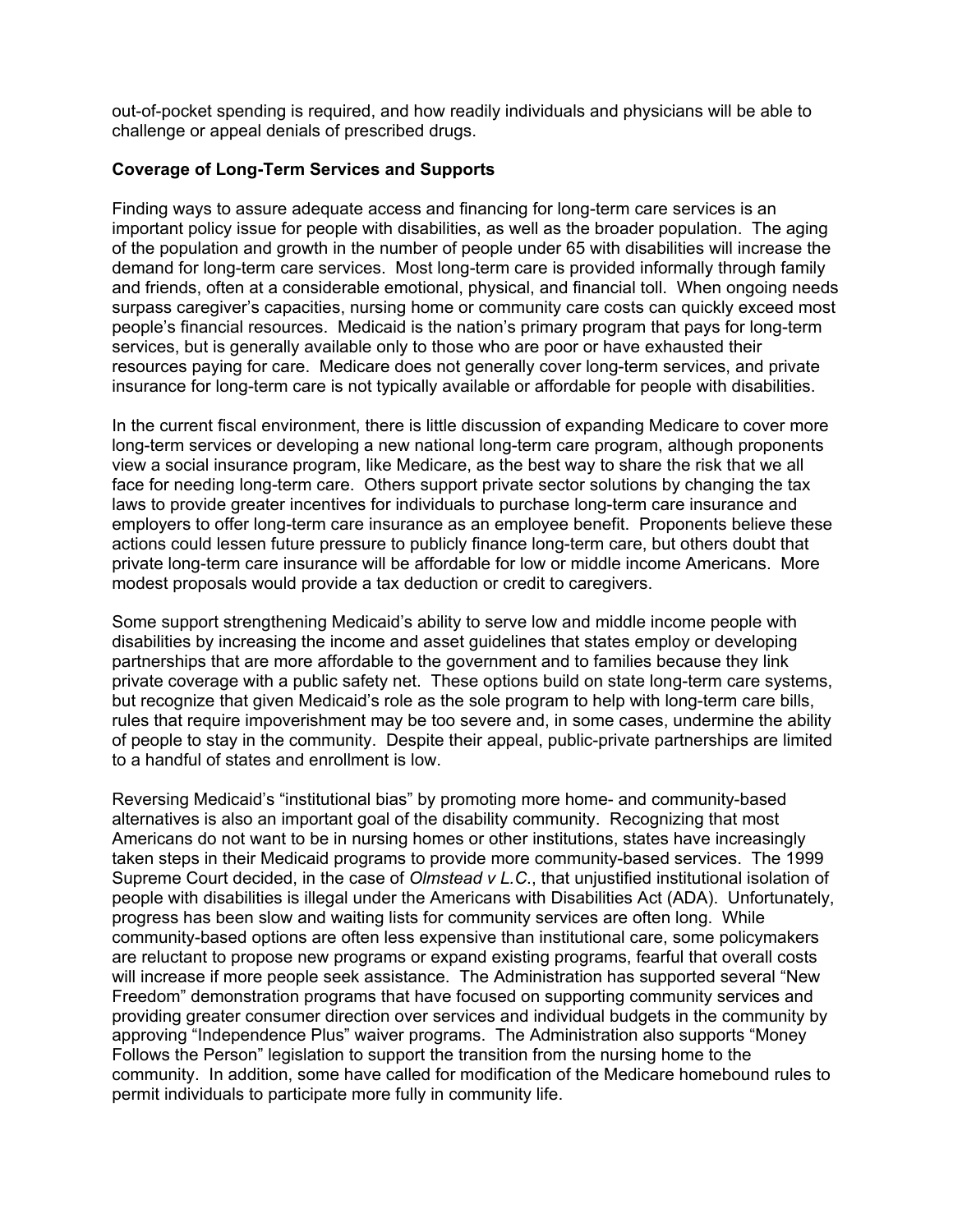out-of-pocket spending is required, and how readily individuals and physicians will be able to challenge or appeal denials of prescribed drugs.

**Coverage of Long-Term Services and Supports**

Finding ways to assure adequate access and financing for long-term care services is an important policy issue for people with disabilities, as well as the broader population. The aging of the population and growth in the number of people under 65 with disabilities will increase the demand for long-term care services. Most long-term care is provided informally through family and friends, often at a considerable emotional, physical, and financial toll. When ongoing needs surpass caregiver's capacities, nursing home or community care costs can quickly exceed most people's financial resources. Medicaid is the nation's primary program that pays for long-term services, but is generally available only to those who are poor or have exhausted their resources paying for care. Medicare does not generally cover long-term services, and private insurance for long-term care is not typically available or affordable for people with disabilities.

In the current fiscal environment, there is little discussion of expanding Medicare to cover more long-term services or developing a new national long-term care program, although proponents view a social insurance program, like Medicare, as the best way to share the risk that we all face for needing long-term care. Others support private sector solutions by changing the tax laws to provide greater incentives for individuals to purchase long-term care insurance and employers to offer long-term care insurance as an employee benefit. Proponents believe these actions could lessen future pressure to publicly finance long-term care, but others doubt that private long-term care insurance will be affordable for low or middle income Americans. More modest proposals would provide a tax deduction or credit to caregivers.

Some support strengthening Medicaid's ability to serve low and middle income people with disabilities by increasing the income and asset guidelines that states employ or developing partnerships that are more affordable to the government and to families because they link private coverage with a public safety net. These options build on state long-term care systems, but recognize that given Medicaid's role as the sole program to help with long-term care bills, rules that require impoverishment may be too severe and, in some cases, undermine the ability of people to stay in the community. Despite their appeal, public-private partnerships are limited to a handful of states and enrollment is low.

Reversing Medicaid's "institutional bias" by promoting more home- and community-based alternatives is also an important goal of the disability community. Recognizing that most Americans do not want to be in nursing homes or other institutions, states have increasingly taken steps in their Medicaid programs to provide more community-based services. The 1999 Supreme Court decided, in the case of *Olmstead v L.C.*, that unjustified institutional isolation of people with disabilities is illegal under the Americans with Disabilities Act (ADA). Unfortunately, progress has been slow and waiting lists for community services are often long. While community-based options are often less expensive than institutional care, some policymakers are reluctant to propose new programs or expand existing programs, fearful that overall costs will increase if more people seek assistance. The Administration has supported several "New Freedom" demonstration programs that have focused on supporting community services and providing greater consumer direction over services and individual budgets in the community by approving "Independence Plus" waiver programs. The Administration also supports "Money Follows the Person" legislation to support the transition from the nursing home to the community. In addition, some have called for modification of the Medicare homebound rules to permit individuals to participate more fully in community life.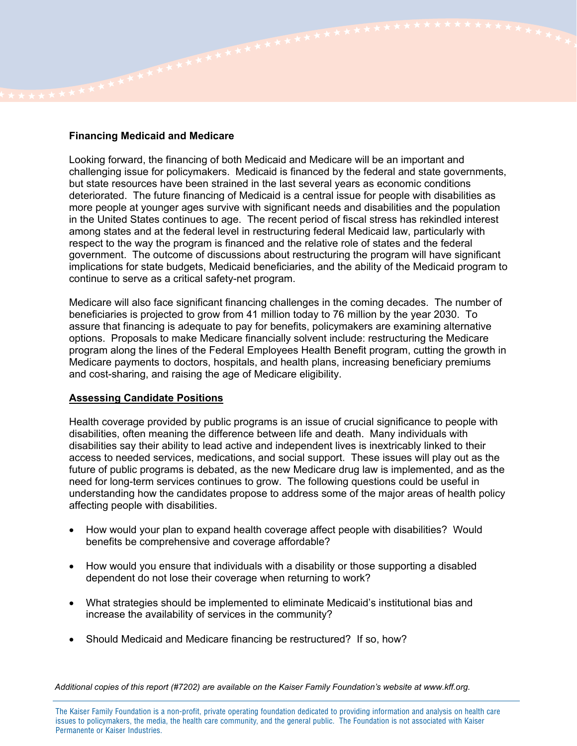## Financing Medicaid and Medicare

Looking forward, the financing of both Medicaid and Medicare will be an important and challenging issue for policymakers. Medicaid is financed by the federal and state governments, but state resources have been strained in the last several years as economic conditions deteriorated. The future financing of Medicaid is a central issue for people with disabilities as more people at younger ages survive with significant needs and disabilities and the population in the United States continues to age. The recent period of fiscal stress has rekindled interest among states and at the federal level in restructuring federal Medicaid law, particularly with respect to the way the program is financed and the relative role of states and the federal government. The outcome of discussions about restructuring the program will have significant implications for state budgets, Medicaid beneficiaries, and the ability of the Medicaid program to continue to serve as a critical safety-net program.

Medicare will also face significant financing challenges in the coming decades. The number of beneficiaries is projected to grow from 41 million today to 76 million by the year 2030. To assure that financing is adequate to pay for benefits, policymakers are examining alternative options. Proposals to make Medicare financially solvent include: restructuring the Medicare program along the lines of the Federal Employees Health Benefit program, cutting the growth in Medicare payments to doctors, hospitals, and health plans, increasing beneficiary premiums and cost-sharing, and raising the age of Medicare eligibility.

## Assessing Candidate Positions

Health coverage provided by public programs is an issue of crucial significance to people with disabilities, often meaning the difference between life and death. Many individuals with disabilities say their ability to lead active and independent lives is inextricably linked to their access to needed services, medications, and social support. These issues will play out as the future of public programs is debated, as the new Medicare drug law is implemented, and as the need for long-term services continues to grow. The following questions could be useful in understanding how the candidates propose to address some of the major areas of health policy affecting people with disabilities.

- How would your plan to expand health coverage affect people with disabilities? Would benefits be comprehensive and coverage affordable?
- How would you ensure that individuals with a disability or those supporting a disabled dependent do not lose their coverage when returning to work?
- What strategies should be implemented to eliminate Medicaid's institutional bias and increase the availability of services in the community?
- Should Medicaid and Medicare financing be restructured? If so, how?

*Additional copies of this report (#7202) are available on the Kaiser Family Foundation's website at www.kff.org.*

The Kaiser Family Foundation is a non-profit, private operating foundation dedicated to providing information and analysis on health care issues to policymakers, the media, the health care community, and the general public. The Foundation is not associated with Kaiser Permanente or Kaiser Industries.